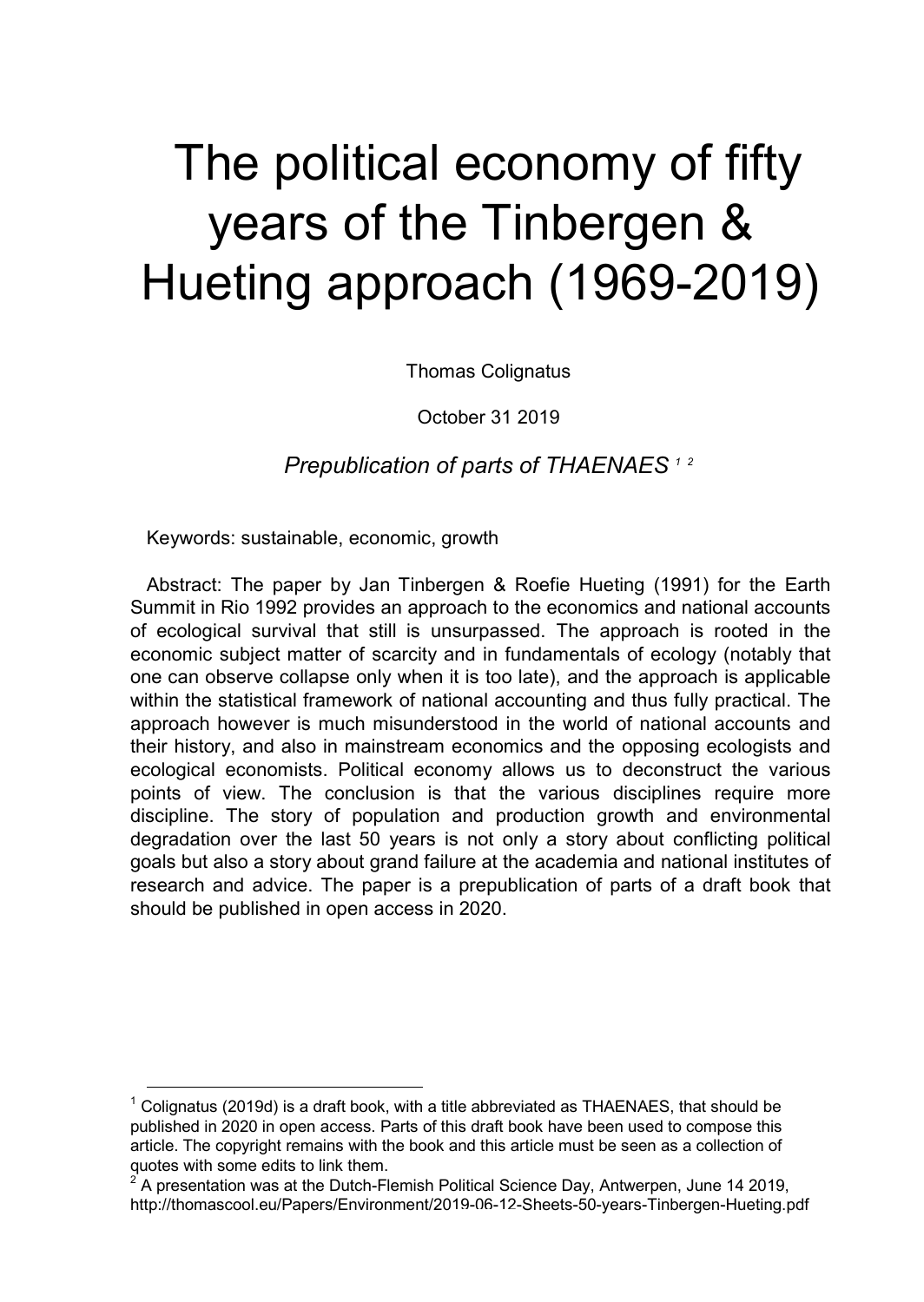# The political economy of fifty years of the Tinbergen & Hueting approach (1969-2019)

Thomas Colignatus

October 31 2019

*Prepublication of parts of THAENAES [1] [2]*

Keywords: sustainable, economic, growth

Abstract: The paper by Jan Tinbergen & Roefie Hueting (1991) for the Earth Summit in Rio 1992 provides an approach to the economics and national accounts of ecological survival that still is unsurpassed. The approach is rooted in the economic subject matter of scarcity and in fundamentals of ecology (notably that one can observe collapse only when it is too late), and the approach is applicable within the statistical framework of national accounting and thus fully practical. The approach however is much misunderstood in the world of national accounts and their history, and also in mainstream economics and the opposing ecologists and ecological economists. Political economy allows us to deconstruct the various points of view. The conclusion is that the various disciplines require more discipline. The story of population and production growth and environmental degradation over the last 50 years is not only a story about conflicting political goals but also a story about grand failure at the academia and national institutes of research and advice. The paper is a prepublication of parts of a draft book that should be published in open access in 2020.

---

[1] Colignatus (2019d) is a draft book, with a title abbreviated as THAENAES, that should be published in 2020 in open access. Parts of this draft book have been used to compose this article. The copyright remains with the book and this article must be seen as a collection of quotes with some edits to link them.

[2] A presentation was at the Dutch-Flemish Political Science Day, Antwerpen, June 14 2019, http://thomascool.eu/Papers/Environment/2019-06-12-Sheets-50-years-Tinbergen-Hueting.pdf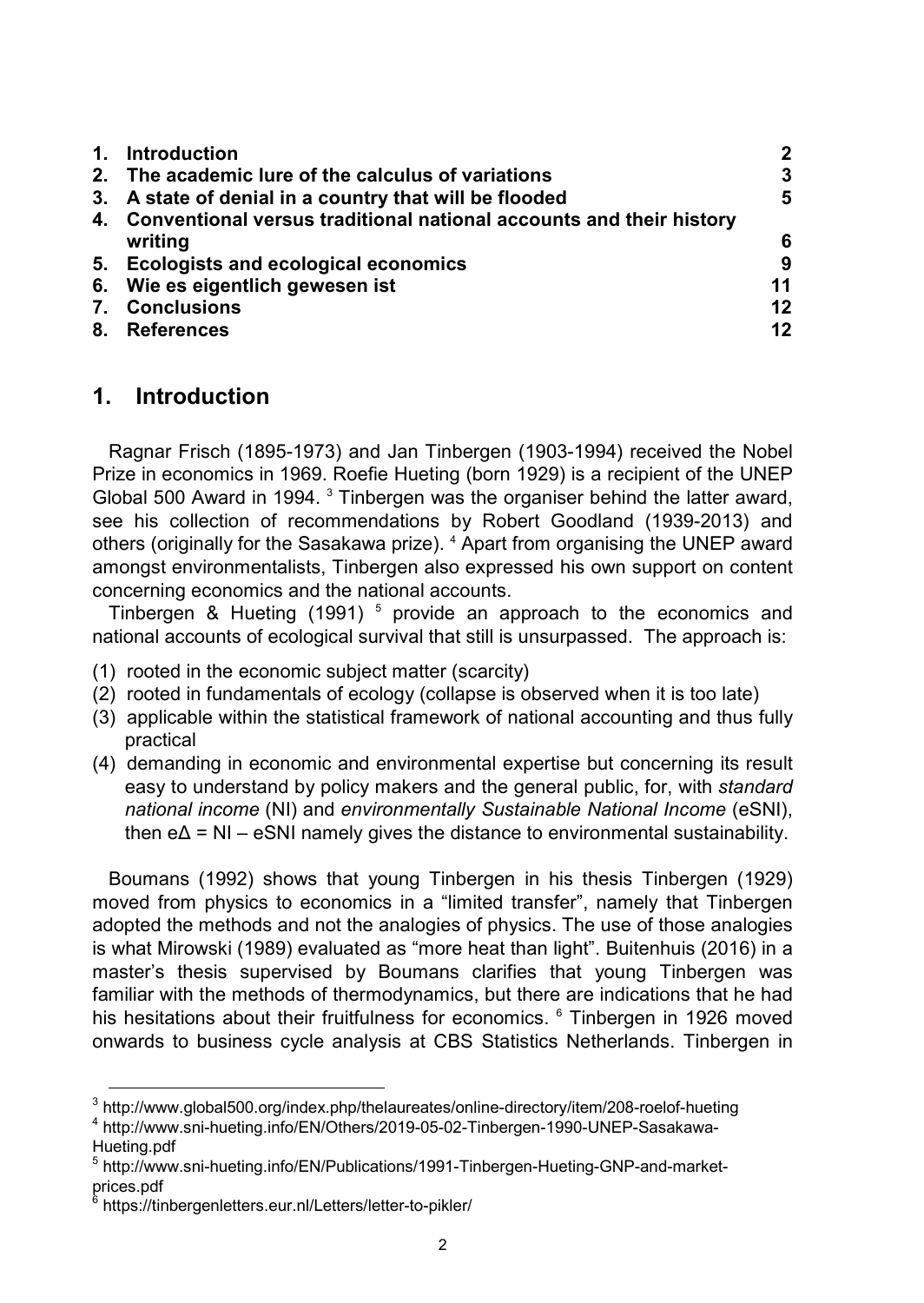| | | |
|---|---|---|
| 1. | Introduction | 2 |
| 2. | The academic lure of the calculus of variations | 3 |
| 3. | A state of denial in a country that will be flooded | 5 |
| 4. | Conventional versus traditional national accounts and their history writing | 6 |
| 5. | Ecologists and ecological economics | 9 |
| 6. | Wie es eigentlich gewesen ist | 11 |
| 7. | Conclusions | 12 |
| 8. | References | 12 |

## 1. Introduction

Ragnar Frisch (1895-1973) and Jan Tinbergen (1903-1994) received the Nobel Prize in economics in 1969. Roefie Hueting (born 1929) is a recipient of the UNEP Global 500 Award in 1994. [3] Tinbergen was the organiser behind the latter award, see his collection of recommendations by Robert Goodland (1939-2013) and others (originally for the Sasakawa prize). [4] Apart from organising the UNEP award amongst environmentalists, Tinbergen also expressed his own support on content concerning economics and the national accounts.

Tinbergen & Hueting (1991) [5] provide an approach to the economics and national accounts of ecological survival that still is unsurpassed. The approach is:

(1) rooted in the economic subject matter (scarcity)
(2) rooted in fundamentals of ecology (collapse is observed when it is too late)
(3) applicable within the statistical framework of national accounting and thus fully practical
(4) demanding in economic and environmental expertise but concerning its result easy to understand by policy makers and the general public, for, with *standard national income* (NI) and *environmentally Sustainable National Income* (eSNI), then e$\Delta$ = NI – eSNI namely gives the distance to environmental sustainability.

Boumans (1992) shows that young Tinbergen in his thesis Tinbergen (1929) moved from physics to economics in a "limited transfer", namely that Tinbergen adopted the methods and not the analogies of physics. The use of those analogies is what Mirowski (1989) evaluated as "more heat than light". Buitenhuis (2016) in a master's thesis supervised by Boumans clarifies that young Tinbergen was familiar with the methods of thermodynamics, but there are indications that he had his hesitations about their fruitfulness for economics. [6] Tinbergen in 1926 moved onwards to business cycle analysis at CBS Statistics Netherlands. Tinbergen in

---

[3] http://www.global500.org/index.php/thelaureates/online-directory/item/208-roelof-hueting

[4] http://www.sni-hueting.info/EN/Others/2019-05-02-Tinbergen-1990-UNEP-Sasakawa-Hueting.pdf

[5] http://www.sni-hueting.info/EN/Publications/1991-Tinbergen-Hueting-GNP-and-market-prices.pdf

[6] https://tinbergenletters.eur.nl/Letters/letter-to-pikler/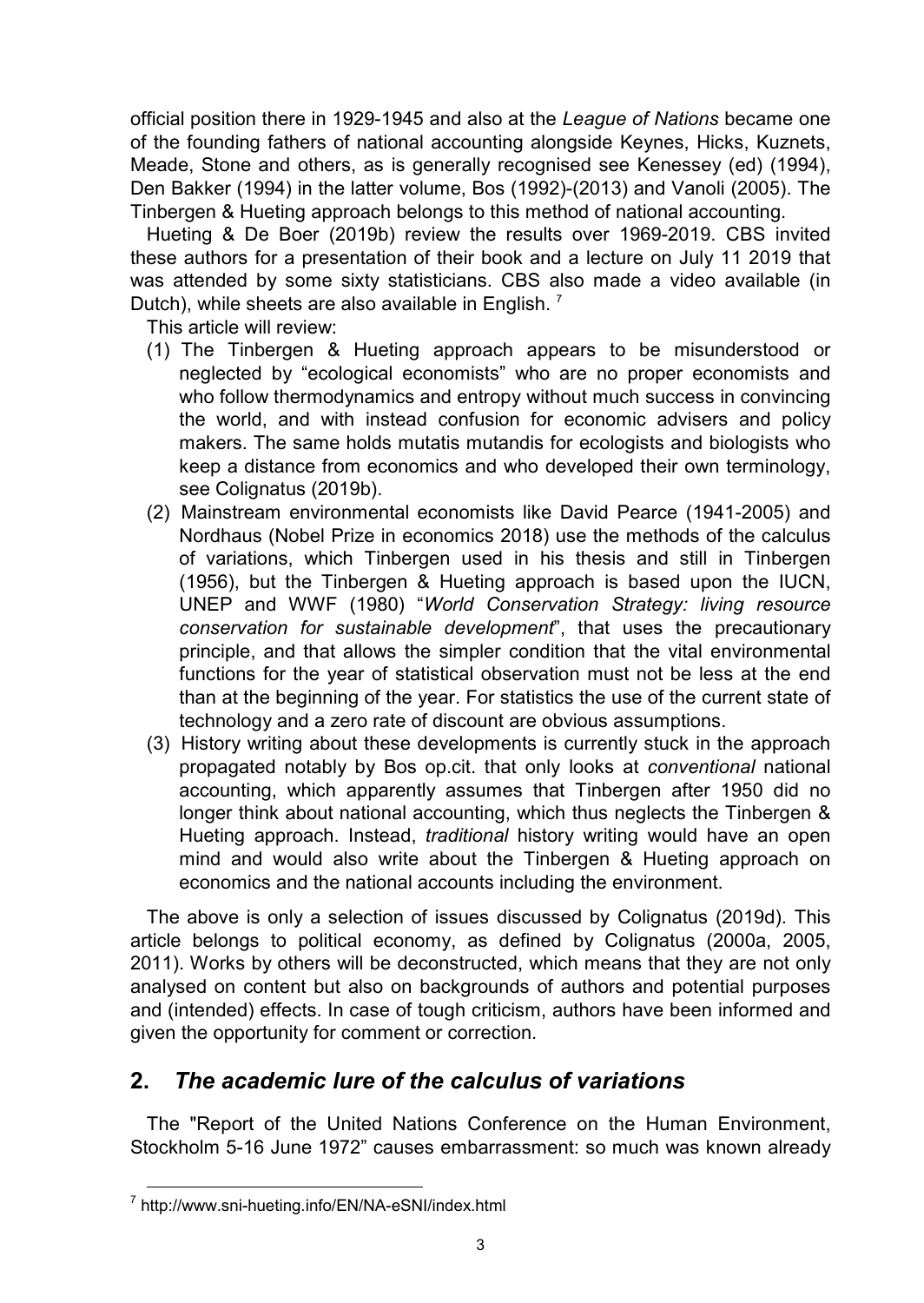official position there in 1929-1945 and also at the *League of Nations* became one of the founding fathers of national accounting alongside Keynes, Hicks, Kuznets, Meade, Stone and others, as is generally recognised see Kenessey (ed) (1994), Den Bakker (1994) in the latter volume, Bos (1992)-(2013) and Vanoli (2005). The Tinbergen & Hueting approach belongs to this method of national accounting.

Hueting & De Boer (2019b) review the results over 1969-2019. CBS invited these authors for a presentation of their book and a lecture on July 11 2019 that was attended by some sixty statisticians. CBS also made a video available (in Dutch), while sheets are also available in English. [7]

This article will review:

(1) The Tinbergen & Hueting approach appears to be misunderstood or neglected by "ecological economists" who are no proper economists and who follow thermodynamics and entropy without much success in convincing the world, and with instead confusion for economic advisers and policy makers. The same holds mutatis mutandis for ecologists and biologists who keep a distance from economics and who developed their own terminology, see Colignatus (2019b).

(2) Mainstream environmental economists like David Pearce (1941-2005) and Nordhaus (Nobel Prize in economics 2018) use the methods of the calculus of variations, which Tinbergen used in his thesis and still in Tinbergen (1956), but the Tinbergen & Hueting approach is based upon the IUCN, UNEP and WWF (1980) "*World Conservation Strategy: living resource conservation for sustainable development*", that uses the precautionary principle, and that allows the simpler condition that the vital environmental functions for the year of statistical observation must not be less at the end than at the beginning of the year. For statistics the use of the current state of technology and a zero rate of discount are obvious assumptions.

(3) History writing about these developments is currently stuck in the approach propagated notably by Bos op.cit. that only looks at *conventional* national accounting, which apparently assumes that Tinbergen after 1950 did no longer think about national accounting, which thus neglects the Tinbergen & Hueting approach. Instead, *traditional* history writing would have an open mind and would also write about the Tinbergen & Hueting approach on economics and the national accounts including the environment.

The above is only a selection of issues discussed by Colignatus (2019d). This article belongs to political economy, as defined by Colignatus (2000a, 2005, 2011). Works by others will be deconstructed, which means that they are not only analysed on content but also on backgrounds of authors and potential purposes and (intended) effects. In case of tough criticism, authors have been informed and given the opportunity for comment or correction.

## 2. *The academic lure of the calculus of variations*

The "Report of the United Nations Conference on the Human Environment, Stockholm 5-16 June 1972" causes embarrassment: so much was known already

[7] http://www.sni-hueting.info/EN/NA-eSNI/index.html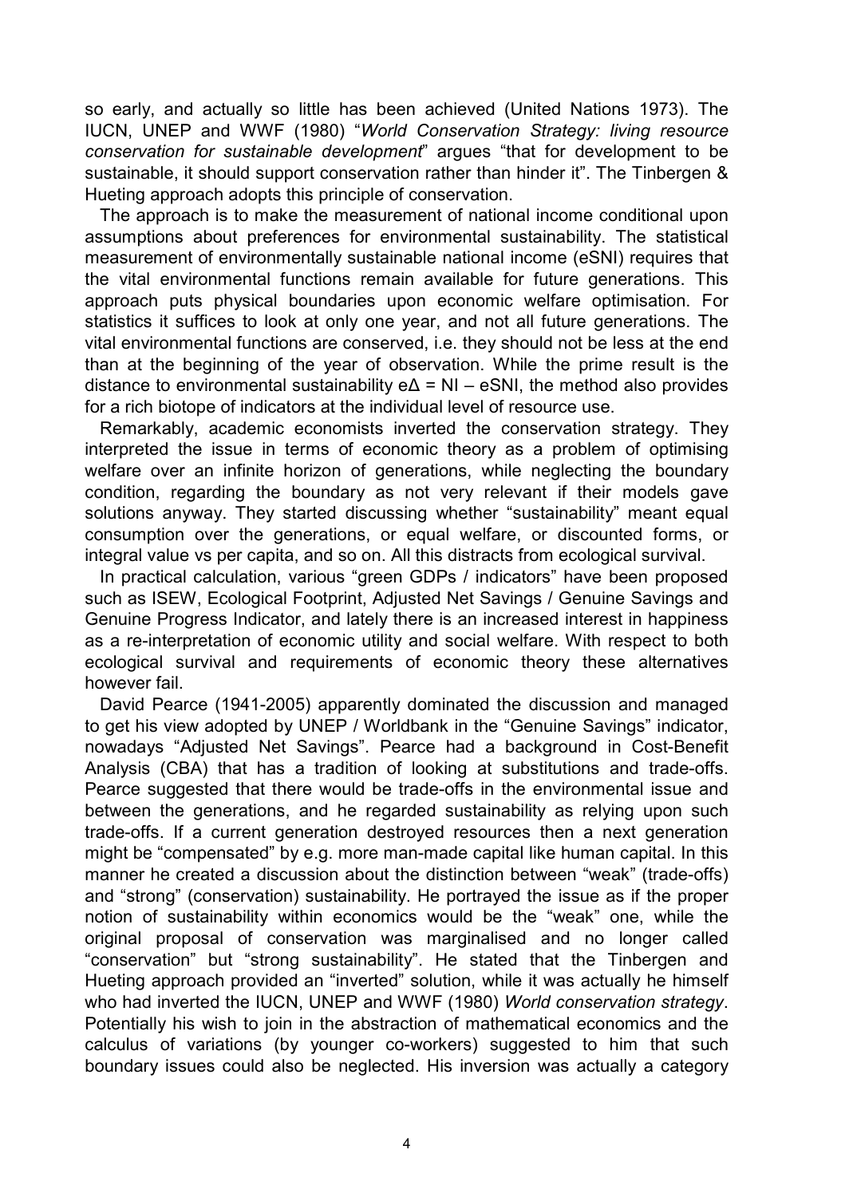so early, and actually so little has been achieved (United Nations 1973). The IUCN, UNEP and WWF (1980) "*World Conservation Strategy: living resource conservation for sustainable development*" argues "that for development to be sustainable, it should support conservation rather than hinder it". The Tinbergen & Hueting approach adopts this principle of conservation.

The approach is to make the measurement of national income conditional upon assumptions about preferences for environmental sustainability. The statistical measurement of environmentally sustainable national income (eSNI) requires that the vital environmental functions remain available for future generations. This approach puts physical boundaries upon economic welfare optimisation. For statistics it suffices to look at only one year, and not all future generations. The vital environmental functions are conserved, i.e. they should not be less at the end than at the beginning of the year of observation. While the prime result is the distance to environmental sustainability $e\Delta = NI - eSNI$, the method also provides for a rich biotope of indicators at the individual level of resource use.

Remarkably, academic economists inverted the conservation strategy. They interpreted the issue in terms of economic theory as a problem of optimising welfare over an infinite horizon of generations, while neglecting the boundary condition, regarding the boundary as not very relevant if their models gave solutions anyway. They started discussing whether "sustainability" meant equal consumption over the generations, or equal welfare, or discounted forms, or integral value vs per capita, and so on. All this distracts from ecological survival.

In practical calculation, various "green GDPs / indicators" have been proposed such as ISEW, Ecological Footprint, Adjusted Net Savings / Genuine Savings and Genuine Progress Indicator, and lately there is an increased interest in happiness as a re-interpretation of economic utility and social welfare. With respect to both ecological survival and requirements of economic theory these alternatives however fail.

David Pearce (1941-2005) apparently dominated the discussion and managed to get his view adopted by UNEP / Worldbank in the "Genuine Savings" indicator, nowadays "Adjusted Net Savings". Pearce had a background in Cost-Benefit Analysis (CBA) that has a tradition of looking at substitutions and trade-offs. Pearce suggested that there would be trade-offs in the environmental issue and between the generations, and he regarded sustainability as relying upon such trade-offs. If a current generation destroyed resources then a next generation might be "compensated" by e.g. more man-made capital like human capital. In this manner he created a discussion about the distinction between "weak" (trade-offs) and "strong" (conservation) sustainability. He portrayed the issue as if the proper notion of sustainability within economics would be the "weak" one, while the original proposal of conservation was marginalised and no longer called "conservation" but "strong sustainability". He stated that the Tinbergen and Hueting approach provided an "inverted" solution, while it was actually he himself who had inverted the IUCN, UNEP and WWF (1980) *World conservation strategy*. Potentially his wish to join in the abstraction of mathematical economics and the calculus of variations (by younger co-workers) suggested to him that such boundary issues could also be neglected. His inversion was actually a category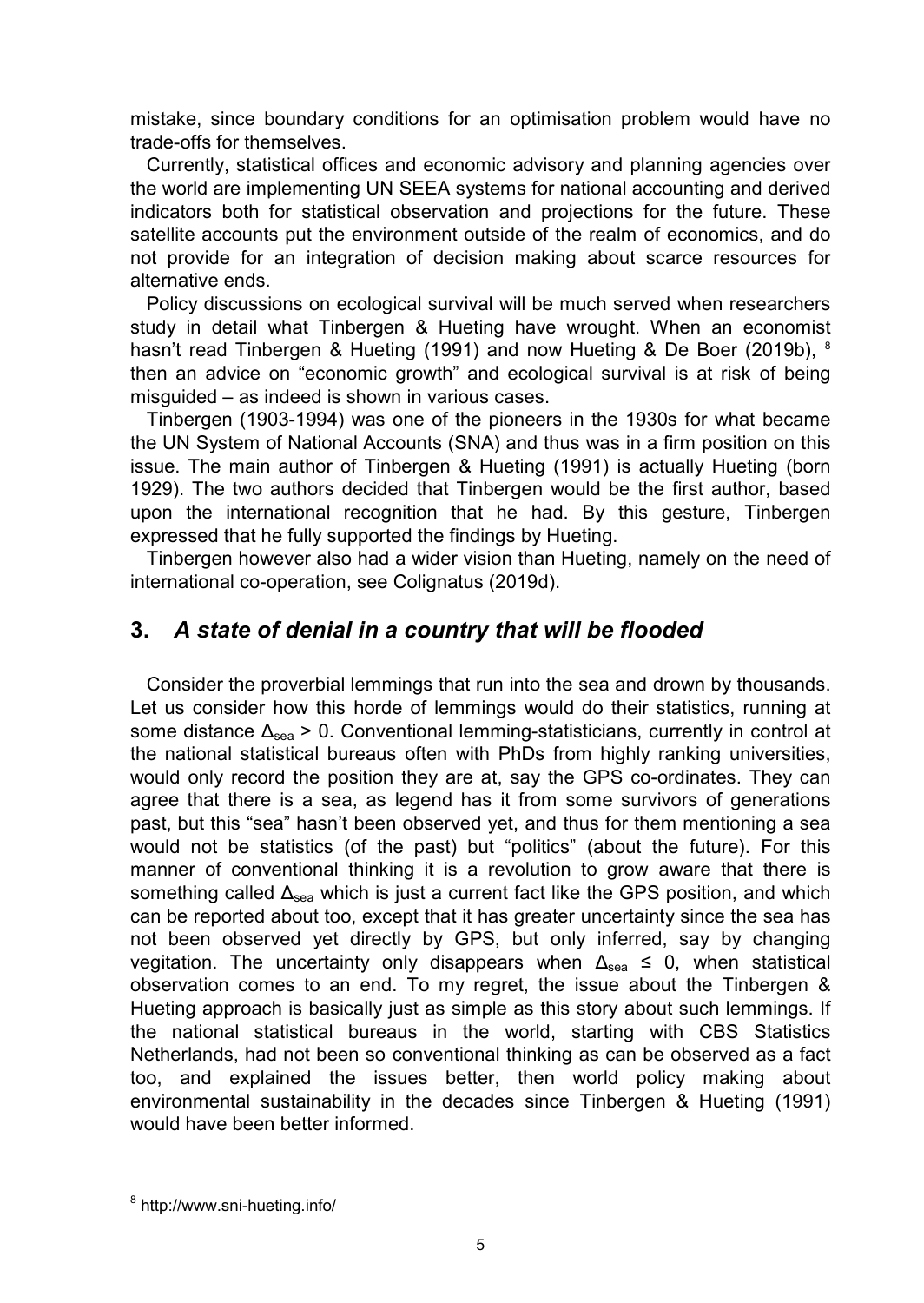mistake, since boundary conditions for an optimisation problem would have no trade-offs for themselves.

Currently, statistical offices and economic advisory and planning agencies over the world are implementing UN SEEA systems for national accounting and derived indicators both for statistical observation and projections for the future. These satellite accounts put the environment outside of the realm of economics, and do not provide for an integration of decision making about scarce resources for alternative ends.

Policy discussions on ecological survival will be much served when researchers study in detail what Tinbergen & Hueting have wrought. When an economist hasn't read Tinbergen & Hueting (1991) and now Hueting & De Boer (2019b), [8] then an advice on "economic growth" and ecological survival is at risk of being misguided – as indeed is shown in various cases.

Tinbergen (1903-1994) was one of the pioneers in the 1930s for what became the UN System of National Accounts (SNA) and thus was in a firm position on this issue. The main author of Tinbergen & Hueting (1991) is actually Hueting (born 1929). The two authors decided that Tinbergen would be the first author, based upon the international recognition that he had. By this gesture, Tinbergen expressed that he fully supported the findings by Hueting.

Tinbergen however also had a wider vision than Hueting, namely on the need of international co-operation, see Colignatus (2019d).

## 3. *A state of denial in a country that will be flooded*

Consider the proverbial lemmings that run into the sea and drown by thousands. Let us consider how this horde of lemmings would do their statistics, running at some distance $\Delta_{sea} > 0$. Conventional lemming-statisticians, currently in control at the national statistical bureaus often with PhDs from highly ranking universities, would only record the position they are at, say the GPS co-ordinates. They can agree that there is a sea, as legend has it from some survivors of generations past, but this "sea" hasn't been observed yet, and thus for them mentioning a sea would not be statistics (of the past) but "politics" (about the future). For this manner of conventional thinking it is a revolution to grow aware that there is something called $\Delta_{sea}$ which is just a current fact like the GPS position, and which can be reported about too, except that it has greater uncertainty since the sea has not been observed yet directly by GPS, but only inferred, say by changing vegitation. The uncertainty only disappears when $\Delta_{sea} \leq 0$, when statistical observation comes to an end. To my regret, the issue about the Tinbergen & Hueting approach is basically just as simple as this story about such lemmings. If the national statistical bureaus in the world, starting with CBS Statistics Netherlands, had not been so conventional thinking as can be observed as a fact too, and explained the issues better, then world policy making about environmental sustainability in the decades since Tinbergen & Hueting (1991) would have been better informed.

---

[8] http://www.sni-hueting.info/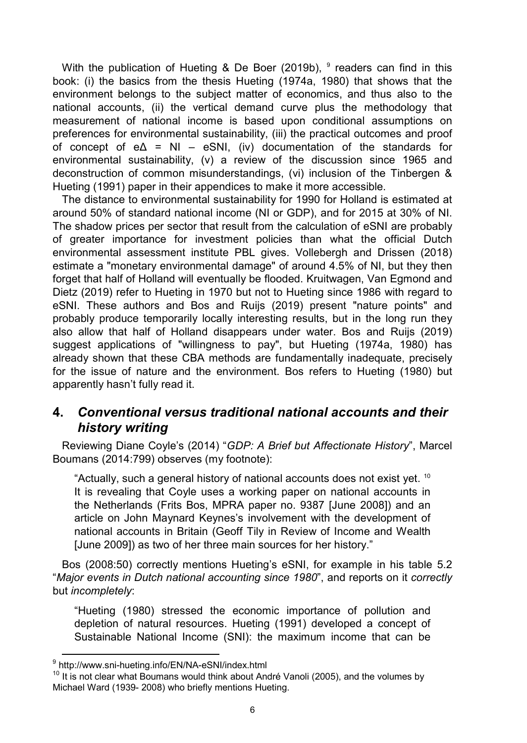With the publication of Hueting & De Boer (2019b), [9] readers can find in this book: (i) the basics from the thesis Hueting (1974a, 1980) that shows that the environment belongs to the subject matter of economics, and thus also to the national accounts, (ii) the vertical demand curve plus the methodology that measurement of national income is based upon conditional assumptions on preferences for environmental sustainability, (iii) the practical outcomes and proof of concept of $e\Delta$ = NI – eSNI, (iv) documentation of the standards for environmental sustainability, (v) a review of the discussion since 1965 and deconstruction of common misunderstandings, (vi) inclusion of the Tinbergen & Hueting (1991) paper in their appendices to make it more accessible.

The distance to environmental sustainability for 1990 for Holland is estimated at around 50% of standard national income (NI or GDP), and for 2015 at 30% of NI. The shadow prices per sector that result from the calculation of eSNI are probably of greater importance for investment policies than what the official Dutch environmental assessment institute PBL gives. Vollebergh and Drissen (2018) estimate a "monetary environmental damage" of around 4.5% of NI, but they then forget that half of Holland will eventually be flooded. Kruitwagen, Van Egmond and Dietz (2019) refer to Hueting in 1970 but not to Hueting since 1986 with regard to eSNI. These authors and Bos and Ruijs (2019) present "nature points" and probably produce temporarily locally interesting results, but in the long run they also allow that half of Holland disappears under water. Bos and Ruijs (2019) suggest applications of "willingness to pay", but Hueting (1974a, 1980) has already shown that these CBA methods are fundamentally inadequate, precisely for the issue of nature and the environment. Bos refers to Hueting (1980) but apparently hasn't fully read it.

## 4. *Conventional versus traditional national accounts and their history writing*

Reviewing Diane Coyle's (2014) "*GDP: A Brief but Affectionate History*", Marcel Boumans (2014:799) observes (my footnote):

> "Actually, such a general history of national accounts does not exist yet. [10] It is revealing that Coyle uses a working paper on national accounts in the Netherlands (Frits Bos, MPRA paper no. 9387 [June 2008]) and an article on John Maynard Keynes's involvement with the development of national accounts in Britain (Geoff Tily in Review of Income and Wealth [June 2009]) as two of her three main sources for her history."

Bos (2008:50) correctly mentions Hueting's eSNI, for example in his table 5.2 "*Major events in Dutch national accounting since 1980*", and reports on it *correctly* but *incompletely*:

> "Hueting (1980) stressed the economic importance of pollution and depletion of natural resources. Hueting (1991) developed a concept of Sustainable National Income (SNI): the maximum income that can be

---

[9] http://www.sni-hueting.info/EN/NA-eSNI/index.html

[10] It is not clear what Boumans would think about André Vanoli (2005), and the volumes by Michael Ward (1939- 2008) who briefly mentions Hueting.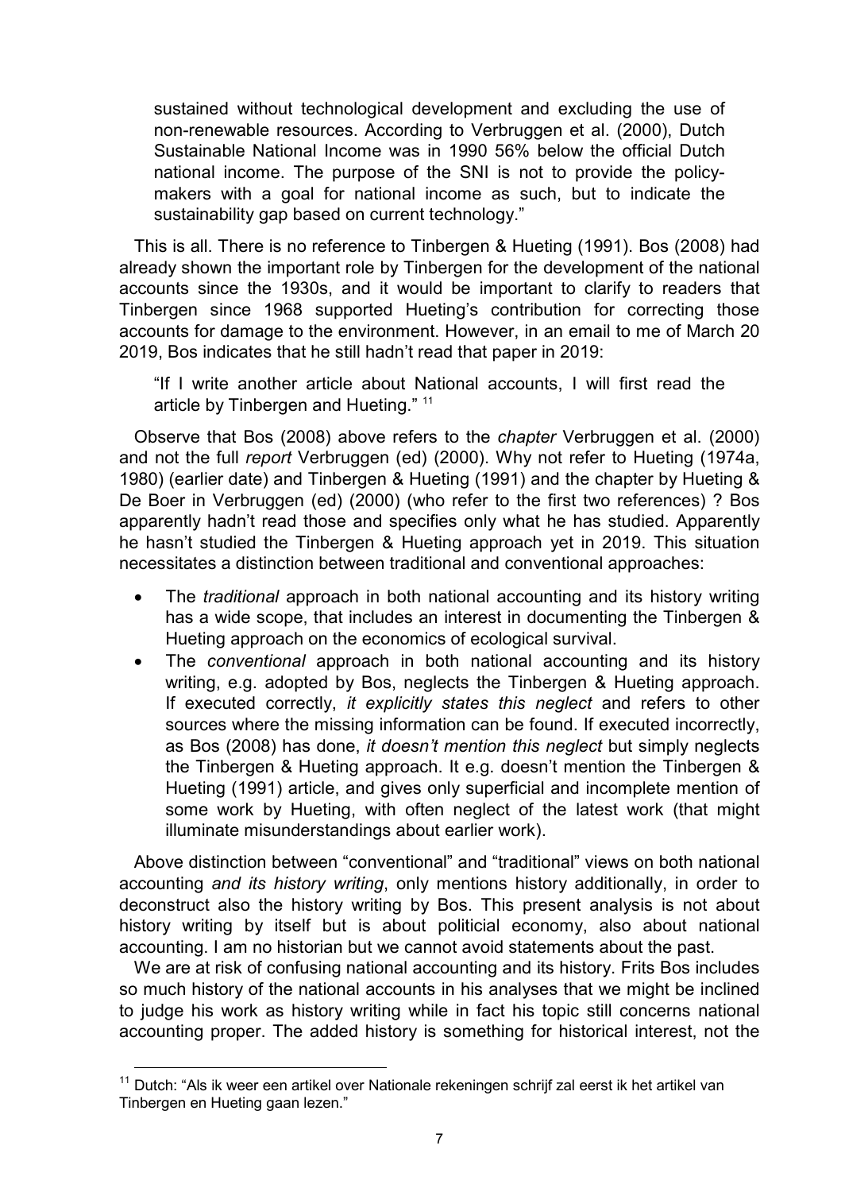> sustained without technological development and excluding the use of non-renewable resources. According to Verbruggen et al. (2000), Dutch Sustainable National Income was in 1990 56% below the official Dutch national income. The purpose of the SNI is not to provide the policy-makers with a goal for national income as such, but to indicate the sustainability gap based on current technology."

This is all. There is no reference to Tinbergen & Hueting (1991). Bos (2008) had already shown the important role by Tinbergen for the development of the national accounts since the 1930s, and it would be important to clarify to readers that Tinbergen since 1968 supported Hueting's contribution for correcting those accounts for damage to the environment. However, in an email to me of March 20 2019, Bos indicates that he still hadn't read that paper in 2019:

> "If I write another article about National accounts, I will first read the article by Tinbergen and Hueting." [11]

Observe that Bos (2008) above refers to the *chapter* Verbruggen et al. (2000) and not the full *report* Verbruggen (ed) (2000). Why not refer to Hueting (1974a, 1980) (earlier date) and Tinbergen & Hueting (1991) and the chapter by Hueting & De Boer in Verbruggen (ed) (2000) (who refer to the first two references) ? Bos apparently hadn't read those and specifies only what he has studied. Apparently he hasn't studied the Tinbergen & Hueting approach yet in 2019. This situation necessitates a distinction between traditional and conventional approaches:

- The *traditional* approach in both national accounting and its history writing has a wide scope, that includes an interest in documenting the Tinbergen & Hueting approach on the economics of ecological survival.
- The *conventional* approach in both national accounting and its history writing, e.g. adopted by Bos, neglects the Tinbergen & Hueting approach. If executed correctly, *it explicitly states this neglect* and refers to other sources where the missing information can be found. If executed incorrectly, as Bos (2008) has done, *it doesn't mention this neglect* but simply neglects the Tinbergen & Hueting approach. It e.g. doesn't mention the Tinbergen & Hueting (1991) article, and gives only superficial and incomplete mention of some work by Hueting, with often neglect of the latest work (that might illuminate misunderstandings about earlier work).

Above distinction between "conventional" and "traditional" views on both national accounting *and its history writing*, only mentions history additionally, in order to deconstruct also the history writing by Bos. This present analysis is not about history writing by itself but is about politicial economy, also about national accounting. I am no historian but we cannot avoid statements about the past.

We are at risk of confusing national accounting and its history. Frits Bos includes so much history of the national accounts in his analyses that we might be inclined to judge his work as history writing while in fact his topic still concerns national accounting proper. The added history is something for historical interest, not the

---

[11] Dutch: "Als ik weer een artikel over Nationale rekeningen schrijf zal eerst ik het artikel van Tinbergen en Hueting gaan lezen."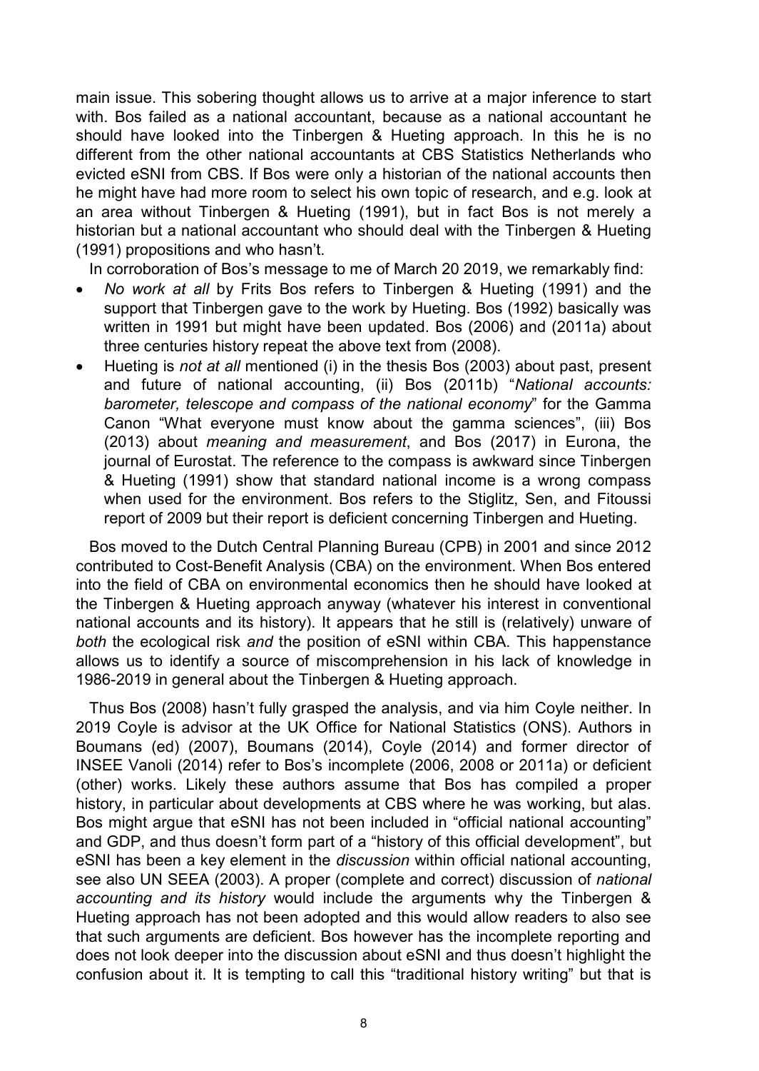main issue. This sobering thought allows us to arrive at a major inference to start with. Bos failed as a national accountant, because as a national accountant he should have looked into the Tinbergen & Hueting approach. In this he is no different from the other national accountants at CBS Statistics Netherlands who evicted eSNI from CBS. If Bos were only a historian of the national accounts then he might have had more room to select his own topic of research, and e.g. look at an area without Tinbergen & Hueting (1991), but in fact Bos is not merely a historian but a national accountant who should deal with the Tinbergen & Hueting (1991) propositions and who hasn't.

In corroboration of Bos's message to me of March 20 2019, we remarkably find:

- *No work at all* by Frits Bos refers to Tinbergen & Hueting (1991) and the support that Tinbergen gave to the work by Hueting. Bos (1992) basically was written in 1991 but might have been updated. Bos (2006) and (2011a) about three centuries history repeat the above text from (2008).
- Hueting is *not at all* mentioned (i) in the thesis Bos (2003) about past, present and future of national accounting, (ii) Bos (2011b) "*National accounts: barometer, telescope and compass of the national economy*" for the Gamma Canon "What everyone must know about the gamma sciences", (iii) Bos (2013) about *meaning and measurement*, and Bos (2017) in Eurona, the journal of Eurostat. The reference to the compass is awkward since Tinbergen & Hueting (1991) show that standard national income is a wrong compass when used for the environment. Bos refers to the Stiglitz, Sen, and Fitoussi report of 2009 but their report is deficient concerning Tinbergen and Hueting.

Bos moved to the Dutch Central Planning Bureau (CPB) in 2001 and since 2012 contributed to Cost-Benefit Analysis (CBA) on the environment. When Bos entered into the field of CBA on environmental economics then he should have looked at the Tinbergen & Hueting approach anyway (whatever his interest in conventional national accounts and its history). It appears that he still is (relatively) unware of *both* the ecological risk *and* the position of eSNI within CBA. This happenstance allows us to identify a source of miscomprehension in his lack of knowledge in 1986-2019 in general about the Tinbergen & Hueting approach.

Thus Bos (2008) hasn't fully grasped the analysis, and via him Coyle neither. In 2019 Coyle is advisor at the UK Office for National Statistics (ONS). Authors in Boumans (ed) (2007), Boumans (2014), Coyle (2014) and former director of INSEE Vanoli (2014) refer to Bos's incomplete (2006, 2008 or 2011a) or deficient (other) works. Likely these authors assume that Bos has compiled a proper history, in particular about developments at CBS where he was working, but alas. Bos might argue that eSNI has not been included in "official national accounting" and GDP, and thus doesn't form part of a "history of this official development", but eSNI has been a key element in the *discussion* within official national accounting, see also UN SEEA (2003). A proper (complete and correct) discussion of *national accounting and its history* would include the arguments why the Tinbergen & Hueting approach has not been adopted and this would allow readers to also see that such arguments are deficient. Bos however has the incomplete reporting and does not look deeper into the discussion about eSNI and thus doesn't highlight the confusion about it. It is tempting to call this "traditional history writing" but that is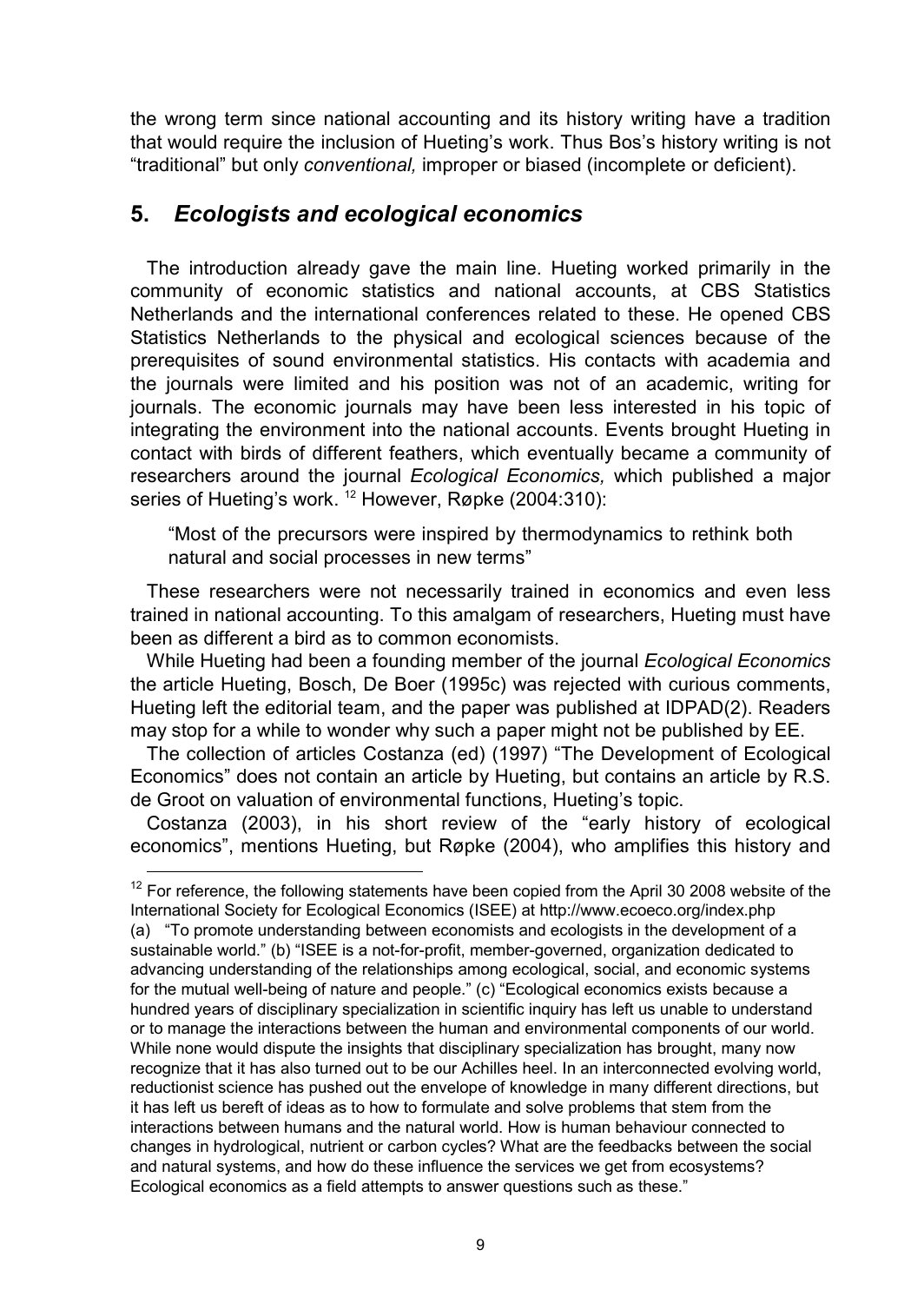the wrong term since national accounting and its history writing have a tradition that would require the inclusion of Hueting's work. Thus Bos's history writing is not "traditional" but only *conventional,* improper or biased (incomplete or deficient).

## 5. *Ecologists and ecological economics*

The introduction already gave the main line. Hueting worked primarily in the community of economic statistics and national accounts, at CBS Statistics Netherlands and the international conferences related to these. He opened CBS Statistics Netherlands to the physical and ecological sciences because of the prerequisites of sound environmental statistics. His contacts with academia and the journals were limited and his position was not of an academic, writing for journals. The economic journals may have been less interested in his topic of integrating the environment into the national accounts. Events brought Hueting in contact with birds of different feathers, which eventually became a community of researchers around the journal *Ecological Economics,* which published a major series of Hueting's work. [12] However, Røpke (2004:310):

> "Most of the precursors were inspired by thermodynamics to rethink both natural and social processes in new terms"

These researchers were not necessarily trained in economics and even less trained in national accounting. To this amalgam of researchers, Hueting must have been as different a bird as to common economists.

While Hueting had been a founding member of the journal *Ecological Economics* the article Hueting, Bosch, De Boer (1995c) was rejected with curious comments, Hueting left the editorial team, and the paper was published at IDPAD(2). Readers may stop for a while to wonder why such a paper might not be published by EE.

The collection of articles Costanza (ed) (1997) "The Development of Ecological Economics" does not contain an article by Hueting, but contains an article by R.S. de Groot on valuation of environmental functions, Hueting's topic.

Costanza (2003), in his short review of the "early history of ecological economics", mentions Hueting, but Røpke (2004), who amplifies this history and

---

[12] For reference, the following statements have been copied from the April 30 2008 website of the International Society for Ecological Economics (ISEE) at http://www.ecoeco.org/index.php
(a) "To promote understanding between economists and ecologists in the development of a sustainable world." (b) "ISEE is a not-for-profit, member-governed, organization dedicated to advancing understanding of the relationships among ecological, social, and economic systems for the mutual well-being of nature and people." (c) "Ecological economics exists because a hundred years of disciplinary specialization in scientific inquiry has left us unable to understand or to manage the interactions between the human and environmental components of our world. While none would dispute the insights that disciplinary specialization has brought, many now recognize that it has also turned out to be our Achilles heel. In an interconnected evolving world, reductionist science has pushed out the envelope of knowledge in many different directions, but it has left us bereft of ideas as to how to formulate and solve problems that stem from the interactions between humans and the natural world. How is human behaviour connected to changes in hydrological, nutrient or carbon cycles? What are the feedbacks between the social and natural systems, and how do these influence the services we get from ecosystems? Ecological economics as a field attempts to answer questions such as these."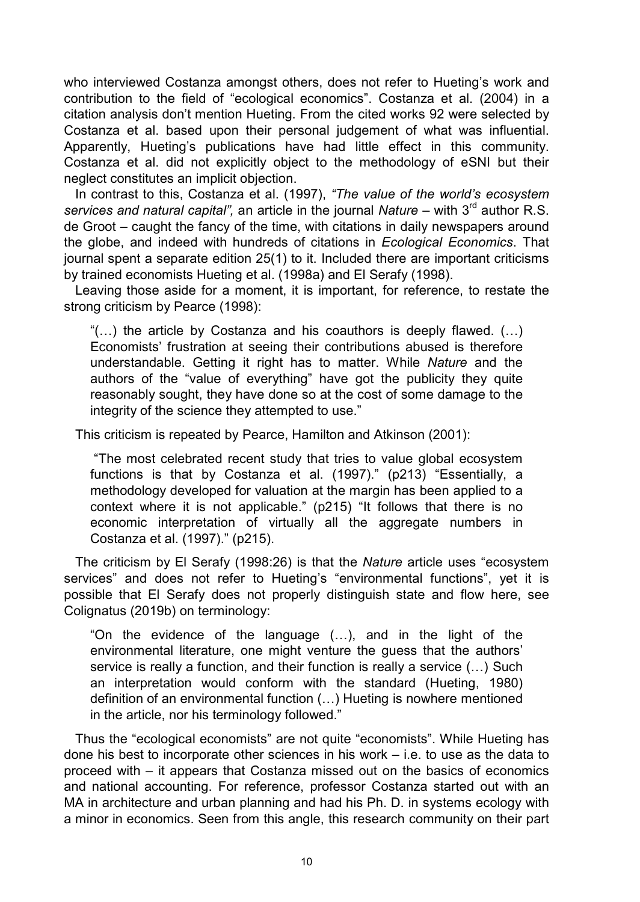who interviewed Costanza amongst others, does not refer to Hueting's work and contribution to the field of "ecological economics". Costanza et al. (2004) in a citation analysis don't mention Hueting. From the cited works 92 were selected by Costanza et al. based upon their personal judgement of what was influential. Apparently, Hueting's publications have had little effect in this community. Costanza et al. did not explicitly object to the methodology of eSNI but their neglect constitutes an implicit objection.

In contrast to this, Costanza et al. (1997), *"The value of the world's ecosystem services and natural capital",* an article in the journal *Nature* – with 3rd author R.S. de Groot – caught the fancy of the time, with citations in daily newspapers around the globe, and indeed with hundreds of citations in *Ecological Economics*. That journal spent a separate edition 25(1) to it. Included there are important criticisms by trained economists Hueting et al. (1998a) and El Serafy (1998).

Leaving those aside for a moment, it is important, for reference, to restate the strong criticism by Pearce (1998):

> "(…) the article by Costanza and his coauthors is deeply flawed. (…) Economists' frustration at seeing their contributions abused is therefore understandable. Getting it right has to matter. While *Nature* and the authors of the "value of everything" have got the publicity they quite reasonably sought, they have done so at the cost of some damage to the integrity of the science they attempted to use."

This criticism is repeated by Pearce, Hamilton and Atkinson (2001):

> "The most celebrated recent study that tries to value global ecosystem functions is that by Costanza et al. (1997)." (p213) "Essentially, a methodology developed for valuation at the margin has been applied to a context where it is not applicable." (p215) "It follows that there is no economic interpretation of virtually all the aggregate numbers in Costanza et al. (1997)." (p215).

The criticism by El Serafy (1998:26) is that the *Nature* article uses "ecosystem services" and does not refer to Hueting's "environmental functions", yet it is possible that El Serafy does not properly distinguish state and flow here, see Colignatus (2019b) on terminology:

> "On the evidence of the language (…), and in the light of the environmental literature, one might venture the guess that the authors' service is really a function, and their function is really a service (…) Such an interpretation would conform with the standard (Hueting, 1980) definition of an environmental function (…) Hueting is nowhere mentioned in the article, nor his terminology followed."

Thus the "ecological economists" are not quite "economists". While Hueting has done his best to incorporate other sciences in his work – i.e. to use as the data to proceed with – it appears that Costanza missed out on the basics of economics and national accounting. For reference, professor Costanza started out with an MA in architecture and urban planning and had his Ph. D. in systems ecology with a minor in economics. Seen from this angle, this research community on their part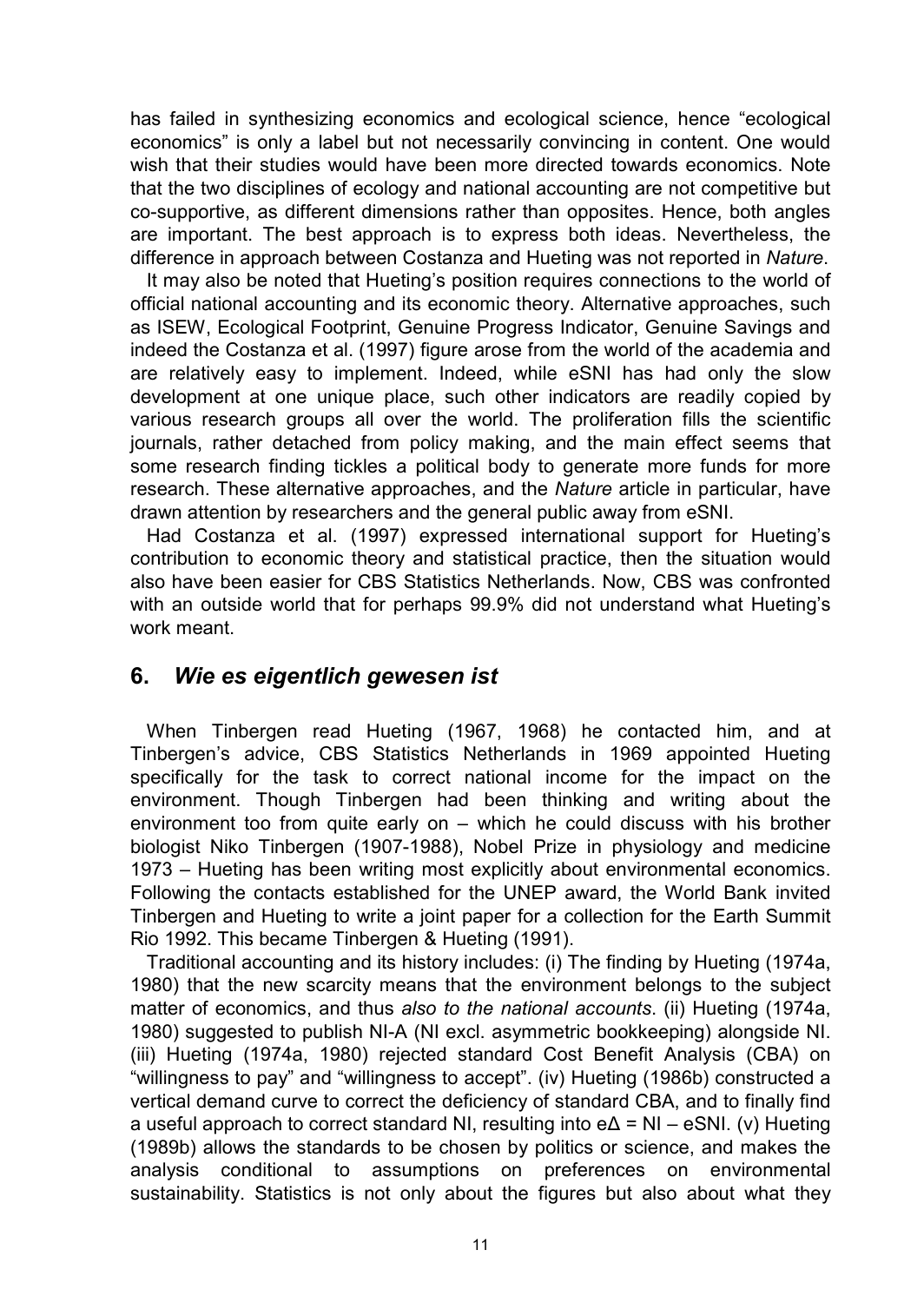has failed in synthesizing economics and ecological science, hence "ecological economics" is only a label but not necessarily convincing in content. One would wish that their studies would have been more directed towards economics. Note that the two disciplines of ecology and national accounting are not competitive but co-supportive, as different dimensions rather than opposites. Hence, both angles are important. The best approach is to express both ideas. Nevertheless, the difference in approach between Costanza and Hueting was not reported in *Nature*.

It may also be noted that Hueting's position requires connections to the world of official national accounting and its economic theory. Alternative approaches, such as ISEW, Ecological Footprint, Genuine Progress Indicator, Genuine Savings and indeed the Costanza et al. (1997) figure arose from the world of the academia and are relatively easy to implement. Indeed, while eSNI has had only the slow development at one unique place, such other indicators are readily copied by various research groups all over the world. The proliferation fills the scientific journals, rather detached from policy making, and the main effect seems that some research finding tickles a political body to generate more funds for more research. These alternative approaches, and the *Nature* article in particular, have drawn attention by researchers and the general public away from eSNI.

Had Costanza et al. (1997) expressed international support for Hueting's contribution to economic theory and statistical practice, then the situation would also have been easier for CBS Statistics Netherlands. Now, CBS was confronted with an outside world that for perhaps 99.9% did not understand what Hueting's work meant.

## 6. *Wie es eigentlich gewesen ist*

When Tinbergen read Hueting (1967, 1968) he contacted him, and at Tinbergen's advice, CBS Statistics Netherlands in 1969 appointed Hueting specifically for the task to correct national income for the impact on the environment. Though Tinbergen had been thinking and writing about the environment too from quite early on – which he could discuss with his brother biologist Niko Tinbergen (1907-1988), Nobel Prize in physiology and medicine 1973 – Hueting has been writing most explicitly about environmental economics. Following the contacts established for the UNEP award, the World Bank invited Tinbergen and Hueting to write a joint paper for a collection for the Earth Summit Rio 1992. This became Tinbergen & Hueting (1991).

Traditional accounting and its history includes: (i) The finding by Hueting (1974a, 1980) that the new scarcity means that the environment belongs to the subject matter of economics, and thus *also to the national accounts*. (ii) Hueting (1974a, 1980) suggested to publish NI-A (NI excl. asymmetric bookkeeping) alongside NI. (iii) Hueting (1974a, 1980) rejected standard Cost Benefit Analysis (CBA) on "willingness to pay" and "willingness to accept". (iv) Hueting (1986b) constructed a vertical demand curve to correct the deficiency of standard CBA, and to finally find a useful approach to correct standard NI, resulting into $e\Delta = NI - eSNI$. (v) Hueting (1989b) allows the standards to be chosen by politics or science, and makes the analysis conditional to assumptions on preferences on environmental sustainability. Statistics is not only about the figures but also about what they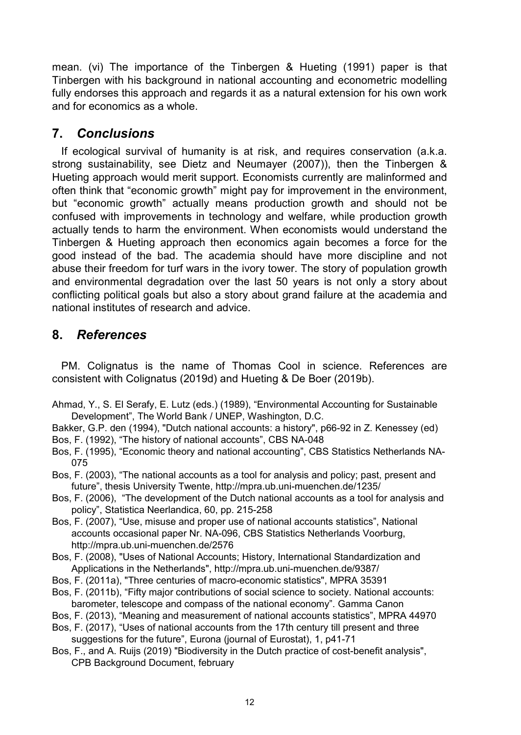mean. (vi) The importance of the Tinbergen & Hueting (1991) paper is that Tinbergen with his background in national accounting and econometric modelling fully endorses this approach and regards it as a natural extension for his own work and for economics as a whole.

## 7. *Conclusions*

If ecological survival of humanity is at risk, and requires conservation (a.k.a. strong sustainability, see Dietz and Neumayer (2007)), then the Tinbergen & Hueting approach would merit support. Economists currently are malinformed and often think that "economic growth" might pay for improvement in the environment, but "economic growth" actually means production growth and should not be confused with improvements in technology and welfare, while production growth actually tends to harm the environment. When economists would understand the Tinbergen & Hueting approach then economics again becomes a force for the good instead of the bad. The academia should have more discipline and not abuse their freedom for turf wars in the ivory tower. The story of population growth and environmental degradation over the last 50 years is not only a story about conflicting political goals but also a story about grand failure at the academia and national institutes of research and advice.

## 8. *References*

PM. Colignatus is the name of Thomas Cool in science. References are consistent with Colignatus (2019d) and Hueting & De Boer (2019b).

Ahmad, Y., S. El Serafy, E. Lutz (eds.) (1989), "Environmental Accounting for Sustainable Development", The World Bank / UNEP, Washington, D.C.

Bakker, G.P. den (1994), "Dutch national accounts: a history", p66-92 in Z. Kenessey (ed)

Bos, F. (1992), "The history of national accounts", CBS NA-048

Bos, F. (1995), "Economic theory and national accounting", CBS Statistics Netherlands NA-075

Bos, F. (2003), "The national accounts as a tool for analysis and policy; past, present and future", thesis University Twente, http://mpra.ub.uni-muenchen.de/1235/

Bos, F. (2006), "The development of the Dutch national accounts as a tool for analysis and policy", Statistica Neerlandica, 60, pp. 215-258

Bos, F. (2007), "Use, misuse and proper use of national accounts statistics", National accounts occasional paper Nr. NA-096, CBS Statistics Netherlands Voorburg, http://mpra.ub.uni-muenchen.de/2576

Bos, F. (2008), "Uses of National Accounts; History, International Standardization and Applications in the Netherlands", http://mpra.ub.uni-muenchen.de/9387/

Bos, F. (2011a), "Three centuries of macro-economic statistics", MPRA 35391

Bos, F. (2011b), "Fifty major contributions of social science to society. National accounts: barometer, telescope and compass of the national economy". Gamma Canon

Bos, F. (2013), "Meaning and measurement of national accounts statistics", MPRA 44970

Bos, F. (2017), "Uses of national accounts from the 17th century till present and three suggestions for the future", Eurona (journal of Eurostat), 1, p41-71

Bos, F., and A. Ruijs (2019) "Biodiversity in the Dutch practice of cost-benefit analysis", CPB Background Document, february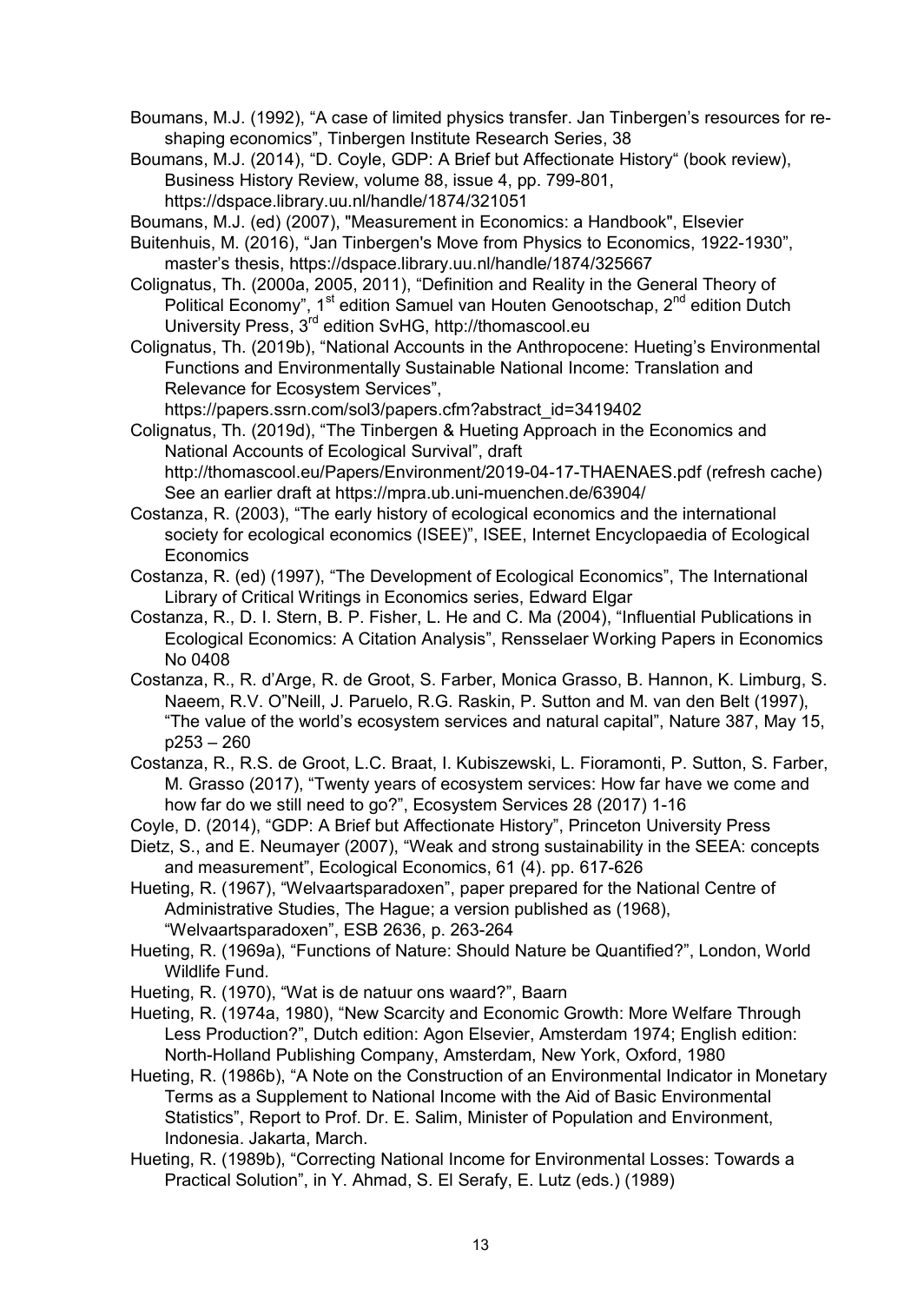Boumans, M.J. (1992), “A case of limited physics transfer. Jan Tinbergen’s resources for re-shaping economics”, Tinbergen Institute Research Series, 38

Boumans, M.J. (2014), “D. Coyle, GDP: A Brief but Affectionate History“ (book review), Business History Review, volume 88, issue 4, pp. 799-801, https://dspace.library.uu.nl/handle/1874/321051

Boumans, M.J. (ed) (2007), "Measurement in Economics: a Handbook", Elsevier

Buitenhuis, M. (2016), “Jan Tinbergen's Move from Physics to Economics, 1922-1930”, master’s thesis, https://dspace.library.uu.nl/handle/1874/325667

Colignatus, Th. (2000a, 2005, 2011), “Definition and Reality in the General Theory of Political Economy”, 1st edition Samuel van Houten Genootschap, 2nd edition Dutch University Press, 3rd edition SvHG, http://thomascool.eu

Colignatus, Th. (2019b), “National Accounts in the Anthropocene: Hueting’s Environmental Functions and Environmentally Sustainable National Income: Translation and Relevance for Ecosystem Services”, https://papers.ssrn.com/sol3/papers.cfm?abstract_id=3419402

Colignatus, Th. (2019d), “The Tinbergen & Hueting Approach in the Economics and National Accounts of Ecological Survival”, draft http://thomascool.eu/Papers/Environment/2019-04-17-THAENAES.pdf (refresh cache) See an earlier draft at https://mpra.ub.uni-muenchen.de/63904/

Costanza, R. (2003), “The early history of ecological economics and the international society for ecological economics (ISEE)”, ISEE, Internet Encyclopaedia of Ecological Economics

Costanza, R. (ed) (1997), “The Development of Ecological Economics”, The International Library of Critical Writings in Economics series, Edward Elgar

Costanza, R., D. I. Stern, B. P. Fisher, L. He and C. Ma (2004), “Influential Publications in Ecological Economics: A Citation Analysis”, Rensselaer Working Papers in Economics No 0408

Costanza, R., R. d’Arge, R. de Groot, S. Farber, Monica Grasso, B. Hannon, K. Limburg, S. Naeem, R.V. O”Neill, J. Paruelo, R.G. Raskin, P. Sutton and M. van den Belt (1997), “The value of the world’s ecosystem services and natural capital”, Nature 387, May 15, p253 – 260

Costanza, R., R.S. de Groot, L.C. Braat, I. Kubiszewski, L. Fioramonti, P. Sutton, S. Farber, M. Grasso (2017), “Twenty years of ecosystem services: How far have we come and how far do we still need to go?”, Ecosystem Services 28 (2017) 1-16

Coyle, D. (2014), “GDP: A Brief but Affectionate History”, Princeton University Press

Dietz, S., and E. Neumayer (2007), “Weak and strong sustainability in the SEEA: concepts and measurement”, Ecological Economics, 61 (4). pp. 617-626

Hueting, R. (1967), “Welvaartsparadoxen”, paper prepared for the National Centre of Administrative Studies, The Hague; a version published as (1968), “Welvaartsparadoxen”, ESB 2636, p. 263-264

Hueting, R. (1969a), “Functions of Nature: Should Nature be Quantified?”, London, World Wildlife Fund.

Hueting, R. (1970), “Wat is de natuur ons waard?”, Baarn

Hueting, R. (1974a, 1980), “New Scarcity and Economic Growth: More Welfare Through Less Production?”, Dutch edition: Agon Elsevier, Amsterdam 1974; English edition: North-Holland Publishing Company, Amsterdam, New York, Oxford, 1980

Hueting, R. (1986b), “A Note on the Construction of an Environmental Indicator in Monetary Terms as a Supplement to National Income with the Aid of Basic Environmental Statistics”, Report to Prof. Dr. E. Salim, Minister of Population and Environment, Indonesia. Jakarta, March.

Hueting, R. (1989b), “Correcting National Income for Environmental Losses: Towards a Practical Solution”, in Y. Ahmad, S. El Serafy, E. Lutz (eds.) (1989)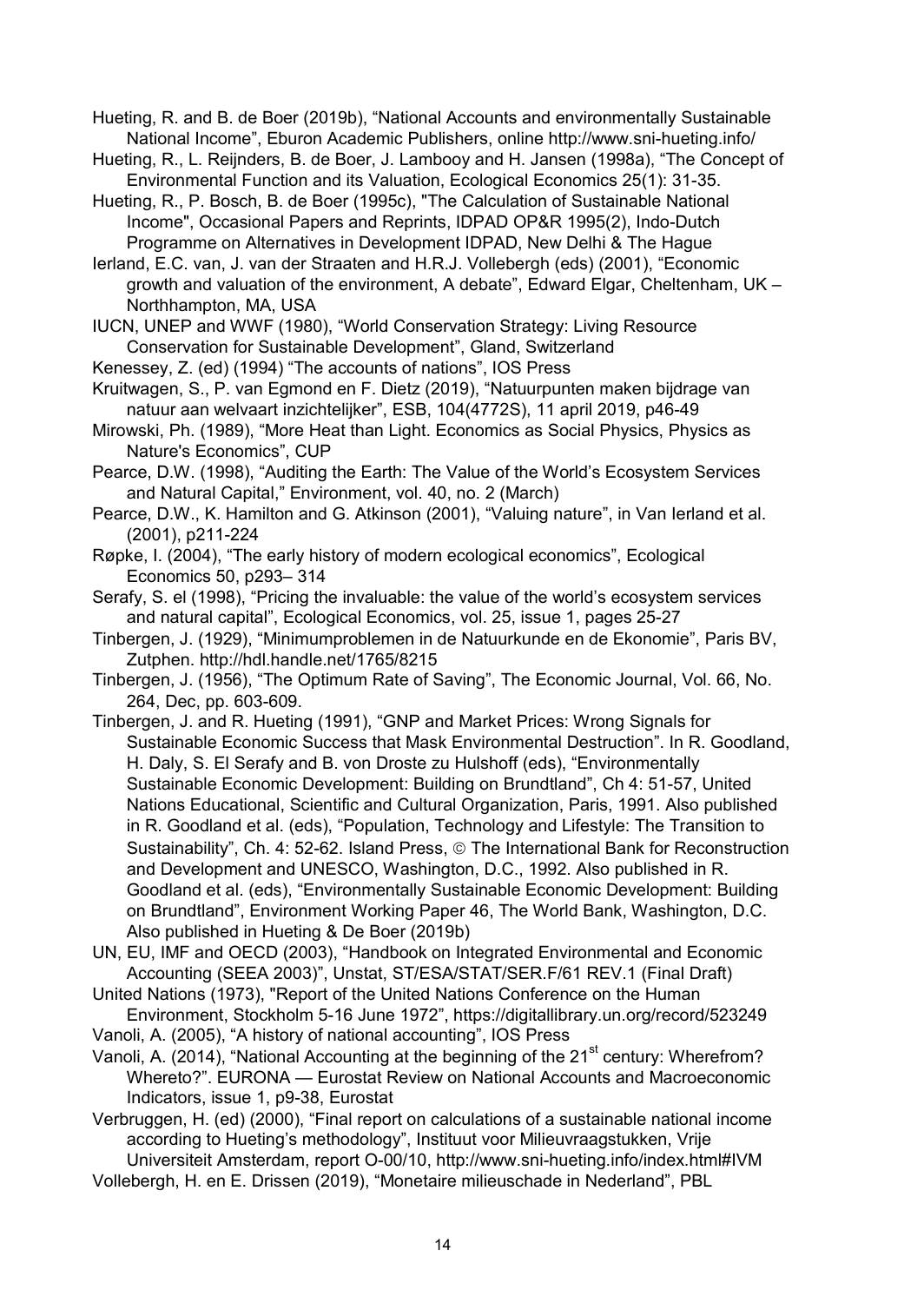Hueting, R. and B. de Boer (2019b), "National Accounts and environmentally Sustainable National Income", Eburon Academic Publishers, online http://www.sni-hueting.info/

Hueting, R., L. Reijnders, B. de Boer, J. Lambooy and H. Jansen (1998a), "The Concept of Environmental Function and its Valuation, Ecological Economics 25(1): 31-35.

Hueting, R., P. Bosch, B. de Boer (1995c), "The Calculation of Sustainable National Income", Occasional Papers and Reprints, IDPAD OP&R 1995(2), Indo-Dutch Programme on Alternatives in Development IDPAD, New Delhi & The Hague

Ierland, E.C. van, J. van der Straaten and H.R.J. Vollebergh (eds) (2001), "Economic growth and valuation of the environment, A debate", Edward Elgar, Cheltenham, UK – Northhampton, MA, USA

IUCN, UNEP and WWF (1980), "World Conservation Strategy: Living Resource Conservation for Sustainable Development", Gland, Switzerland

Kenessey, Z. (ed) (1994) "The accounts of nations", IOS Press

Kruitwagen, S., P. van Egmond en F. Dietz (2019), "Natuurpunten maken bijdrage van natuur aan welvaart inzichtelijker", ESB, 104(4772S), 11 april 2019, p46-49

Mirowski, Ph. (1989), "More Heat than Light. Economics as Social Physics, Physics as Nature's Economics", CUP

Pearce, D.W. (1998), "Auditing the Earth: The Value of the World's Ecosystem Services and Natural Capital," Environment, vol. 40, no. 2 (March)

Pearce, D.W., K. Hamilton and G. Atkinson (2001), "Valuing nature", in Van Ierland et al. (2001), p211-224

Røpke, I. (2004), "The early history of modern ecological economics", Ecological Economics 50, p293– 314

Serafy, S. el (1998), "Pricing the invaluable: the value of the world's ecosystem services and natural capital", Ecological Economics, vol. 25, issue 1, pages 25-27

Tinbergen, J. (1929), "Minimumproblemen in de Natuurkunde en de Ekonomie", Paris BV, Zutphen. http://hdl.handle.net/1765/8215

Tinbergen, J. (1956), "The Optimum Rate of Saving", The Economic Journal, Vol. 66, No. 264, Dec, pp. 603-609.

Tinbergen, J. and R. Hueting (1991), "GNP and Market Prices: Wrong Signals for Sustainable Economic Success that Mask Environmental Destruction". In R. Goodland, H. Daly, S. El Serafy and B. von Droste zu Hulshoff (eds), "Environmentally Sustainable Economic Development: Building on Brundtland", Ch 4: 51-57, United Nations Educational, Scientific and Cultural Organization, Paris, 1991. Also published in R. Goodland et al. (eds), "Population, Technology and Lifestyle: The Transition to Sustainability", Ch. 4: 52-62. Island Press, © The International Bank for Reconstruction and Development and UNESCO, Washington, D.C., 1992. Also published in R. Goodland et al. (eds), "Environmentally Sustainable Economic Development: Building on Brundtland", Environment Working Paper 46, The World Bank, Washington, D.C. Also published in Hueting & De Boer (2019b)

UN, EU, IMF and OECD (2003), "Handbook on Integrated Environmental and Economic Accounting (SEEA 2003)", Unstat, ST/ESA/STAT/SER.F/61 REV.1 (Final Draft)

United Nations (1973), "Report of the United Nations Conference on the Human Environment, Stockholm 5-16 June 1972", https://digitallibrary.un.org/record/523249

Vanoli, A. (2005), "A history of national accounting", IOS Press

Vanoli, A. (2014), "National Accounting at the beginning of the 21st century: Wherefrom? Whereto?". EURONA — Eurostat Review on National Accounts and Macroeconomic Indicators, issue 1, p9-38, Eurostat

Verbruggen, H. (ed) (2000), "Final report on calculations of a sustainable national income according to Hueting's methodology", Instituut voor Milieuvraagstukken, Vrije Universiteit Amsterdam, report O-00/10, http://www.sni-hueting.info/index.html#IVM

Vollebergh, H. en E. Drissen (2019), "Monetaire milieuschade in Nederland", PBL